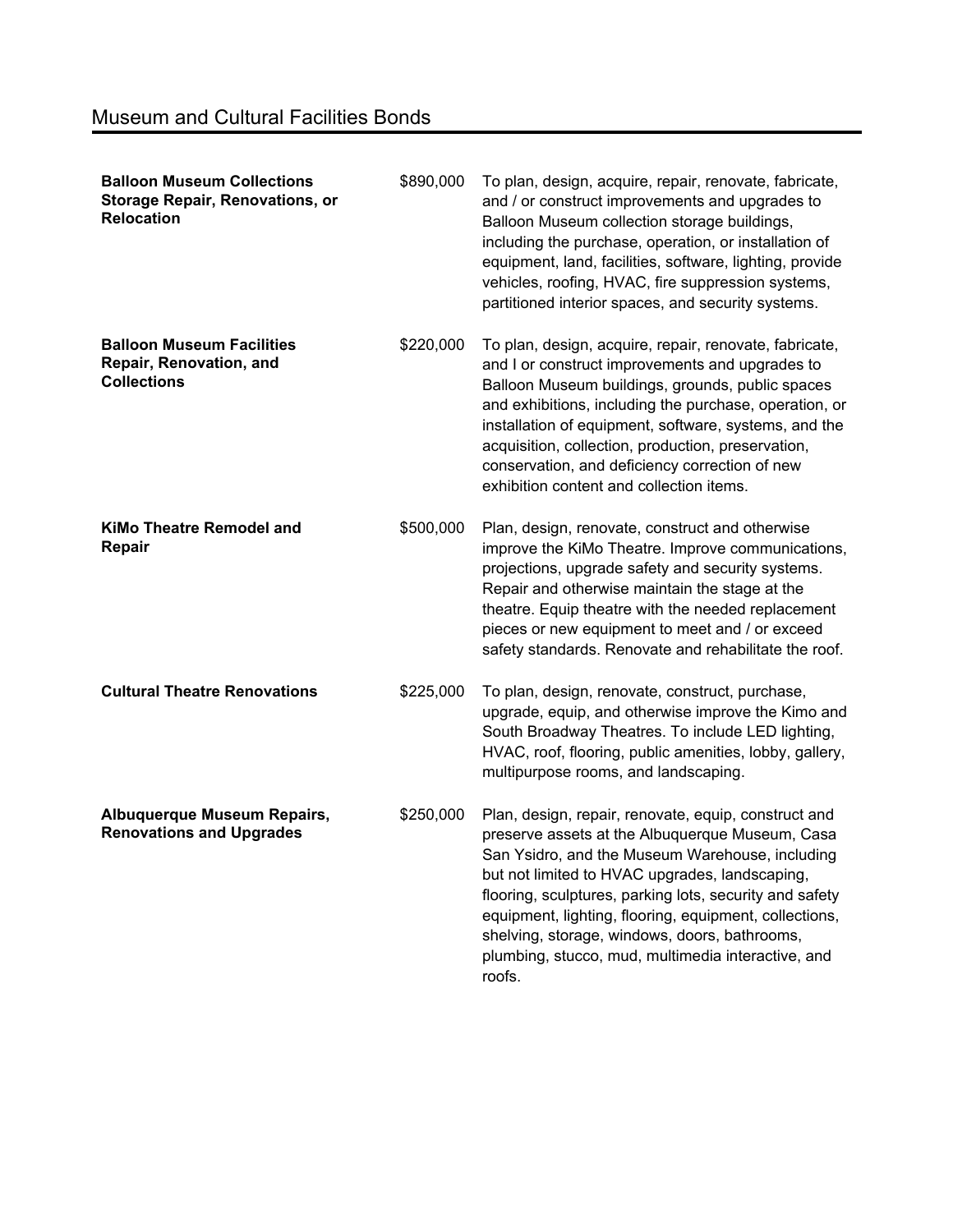# Museum and Cultural Facilities Bonds

| | | |
|---|---|---|
| **Balloon Museum Collections Storage Repair, Renovations, or Relocation** | $890,000 | To plan, design, acquire, repair, renovate, fabricate, and / or construct improvements and upgrades to Balloon Museum collection storage buildings, including the purchase, operation, or installation of equipment, land, facilities, software, lighting, provide vehicles, roofing, HVAC, fire suppression systems, partitioned interior spaces, and security systems. |
| **Balloon Museum Facilities Repair, Renovation, and Collections** | $220,000 | To plan, design, acquire, repair, renovate, fabricate, and I or construct improvements and upgrades to Balloon Museum buildings, grounds, public spaces and exhibitions, including the purchase, operation, or installation of equipment, software, systems, and the acquisition, collection, production, preservation, conservation, and deficiency correction of new exhibition content and collection items. |
| **KiMo Theatre Remodel and Repair** | $500,000 | Plan, design, renovate, construct and otherwise improve the KiMo Theatre. Improve communications, projections, upgrade safety and security systems. Repair and otherwise maintain the stage at the theatre. Equip theatre with the needed replacement pieces or new equipment to meet and / or exceed safety standards. Renovate and rehabilitate the roof. |
| **Cultural Theatre Renovations** | $225,000 | To plan, design, renovate, construct, purchase, upgrade, equip, and otherwise improve the Kimo and South Broadway Theatres. To include LED lighting, HVAC, roof, flooring, public amenities, lobby, gallery, multipurpose rooms, and landscaping. |
| **Albuquerque Museum Repairs, Renovations and Upgrades** | $250,000 | Plan, design, repair, renovate, equip, construct and preserve assets at the Albuquerque Museum, Casa San Ysidro, and the Museum Warehouse, including but not limited to HVAC upgrades, landscaping, flooring, sculptures, parking lots, security and safety equipment, lighting, flooring, equipment, collections, shelving, storage, windows, doors, bathrooms, plumbing, stucco, mud, multimedia interactive, and roofs. |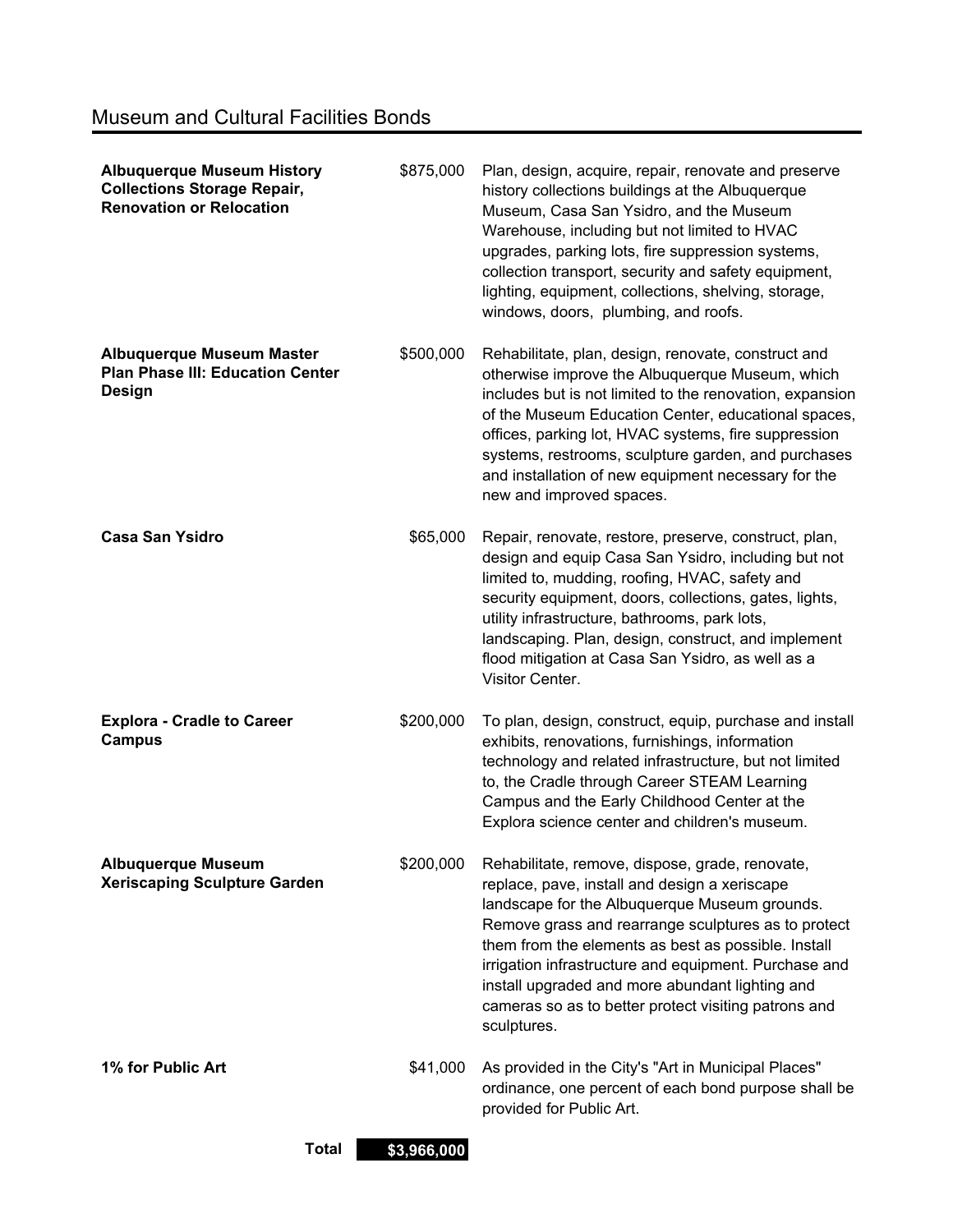## Museum and Cultural Facilities Bonds

| | | |
|---|---|---|
| **Albuquerque Museum History Collections Storage Repair, Renovation or Relocation** | $875,000 | Plan, design, acquire, repair, renovate and preserve history collections buildings at the Albuquerque Museum, Casa San Ysidro, and the Museum Warehouse, including but not limited to HVAC upgrades, parking lots, fire suppression systems, collection transport, security and safety equipment, lighting, equipment, collections, shelving, storage, windows, doors, plumbing, and roofs. |
| **Albuquerque Museum Master Plan Phase III: Education Center Design** | $500,000 | Rehabilitate, plan, design, renovate, construct and otherwise improve the Albuquerque Museum, which includes but is not limited to the renovation, expansion of the Museum Education Center, educational spaces, offices, parking lot, HVAC systems, fire suppression systems, restrooms, sculpture garden, and purchases and installation of new equipment necessary for the new and improved spaces. |
| **Casa San Ysidro** | $65,000 | Repair, renovate, restore, preserve, construct, plan, design and equip Casa San Ysidro, including but not limited to, mudding, roofing, HVAC, safety and security equipment, doors, collections, gates, lights, utility infrastructure, bathrooms, park lots, landscaping. Plan, design, construct, and implement flood mitigation at Casa San Ysidro, as well as a Visitor Center. |
| **Explora - Cradle to Career Campus** | $200,000 | To plan, design, construct, equip, purchase and install exhibits, renovations, furnishings, information technology and related infrastructure, but not limited to, the Cradle through Career STEAM Learning Campus and the Early Childhood Center at the Explora science center and children's museum. |
| **Albuquerque Museum Xeriscaping Sculpture Garden** | $200,000 | Rehabilitate, remove, dispose, grade, renovate, replace, pave, install and design a xeriscape landscape for the Albuquerque Museum grounds. Remove grass and rearrange sculptures as to protect them from the elements as best as possible. Install irrigation infrastructure and equipment. Purchase and install upgraded and more abundant lighting and cameras so as to better protect visiting patrons and sculptures. |
| **1% for Public Art** | $41,000 | As provided in the City's "Art in Municipal Places" ordinance, one percent of each bond purpose shall be provided for Public Art. |
| **Total** | **$3,966,000** | |